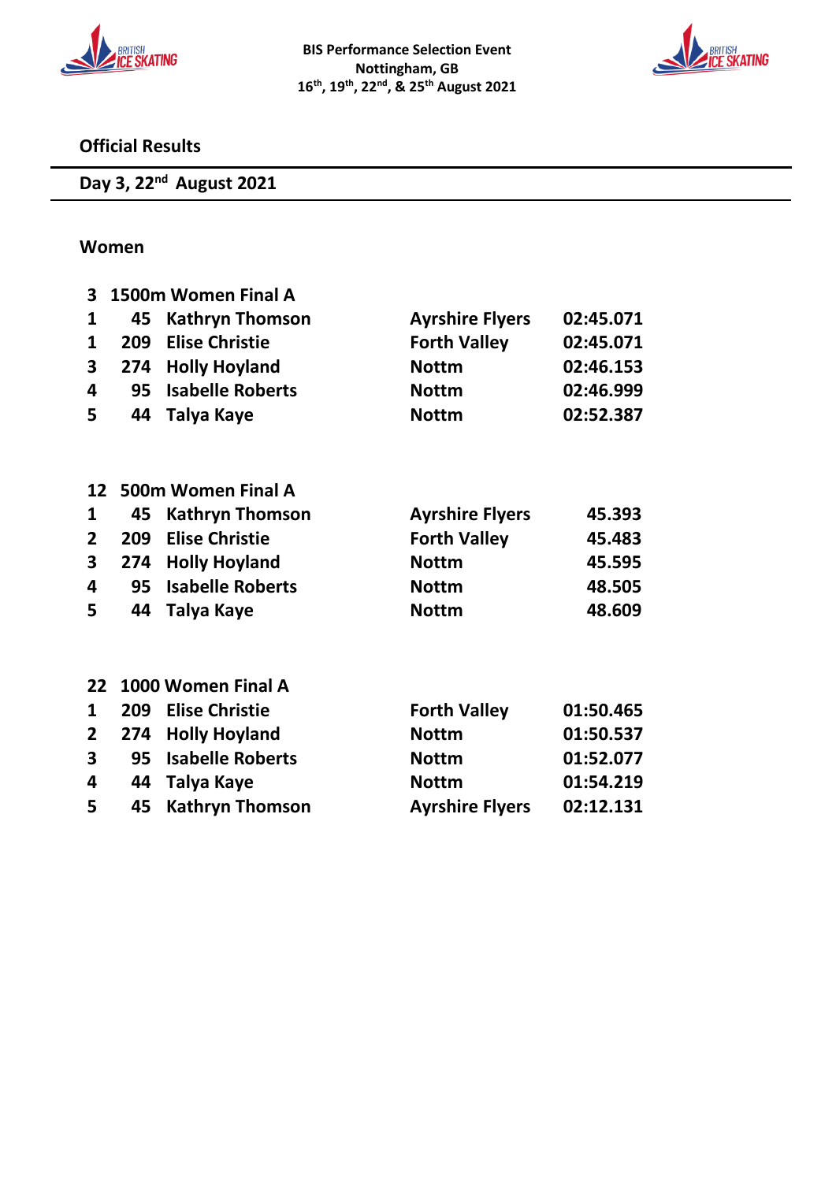BIS Performance Selection Event
Nottingham, GB
16th, 19th, 22nd, & 25th August 2021

## Official Results

### Day 3, 22nd August 2021

### Women

**3 1500m Women Final A**

| | | | | |
|---|---|---|---|---|
| 1 | 45 | Kathryn Thomson | Ayrshire Flyers | 02:45.071 |
| 1 | 209 | Elise Christie | Forth Valley | 02:45.071 |
| 3 | 274 | Holly Hoyland | Nottm | 02:46.153 |
| 4 | 95 | Isabelle Roberts | Nottm | 02:46.999 |
| 5 | 44 | Talya Kaye | Nottm | 02:52.387 |

**12 500m Women Final A**

| | | | | |
|---|---|---|---|---|
| 1 | 45 | Kathryn Thomson | Ayrshire Flyers | 45.393 |
| 2 | 209 | Elise Christie | Forth Valley | 45.483 |
| 3 | 274 | Holly Hoyland | Nottm | 45.595 |
| 4 | 95 | Isabelle Roberts | Nottm | 48.505 |
| 5 | 44 | Talya Kaye | Nottm | 48.609 |

**22 1000 Women Final A**

| | | | | |
|---|---|---|---|---|
| 1 | 209 | Elise Christie | Forth Valley | 01:50.465 |
| 2 | 274 | Holly Hoyland | Nottm | 01:50.537 |
| 3 | 95 | Isabelle Roberts | Nottm | 01:52.077 |
| 4 | 44 | Talya Kaye | Nottm | 01:54.219 |
| 5 | 45 | Kathryn Thomson | Ayrshire Flyers | 02:12.131 |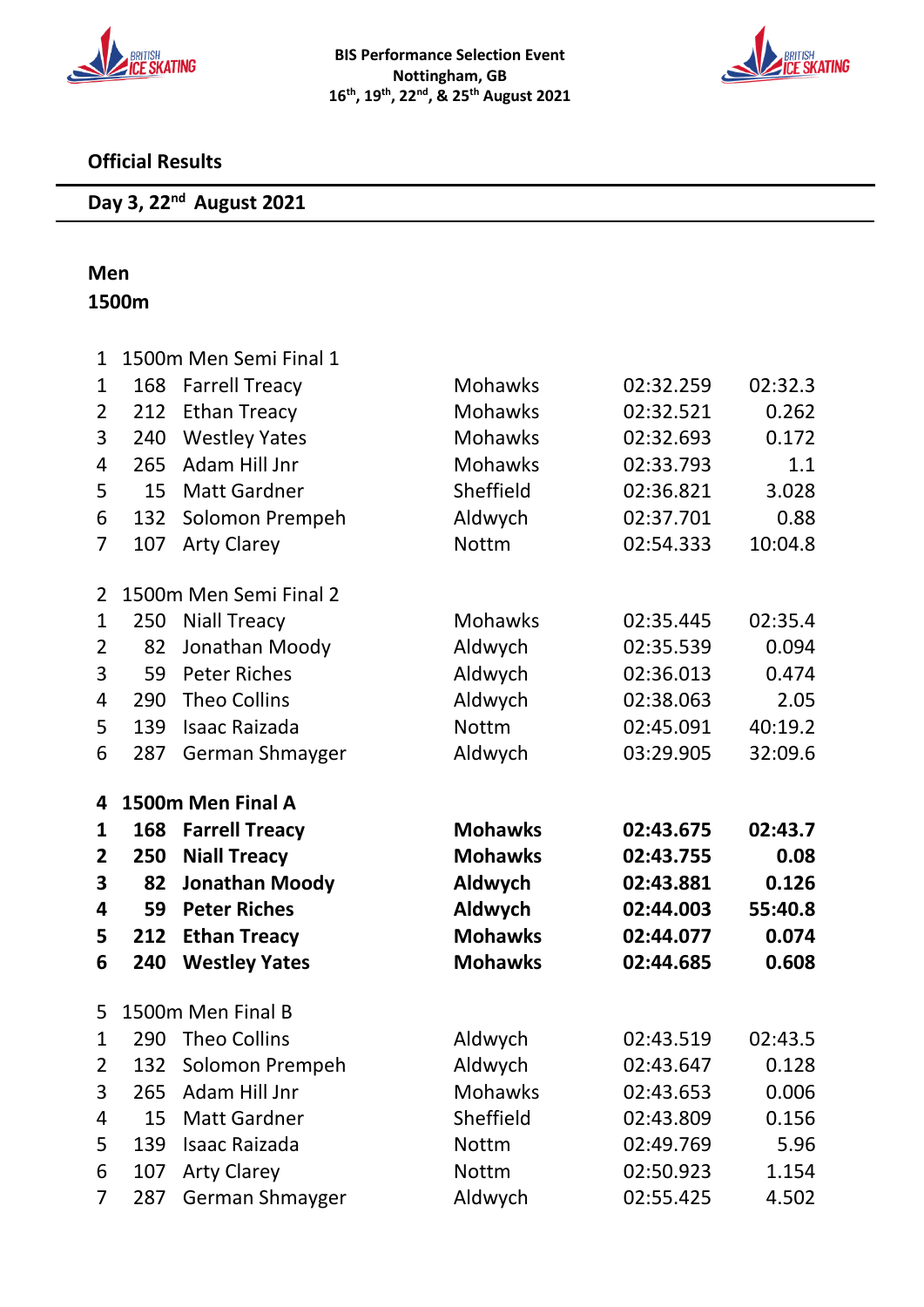BIS Performance Selection Event
Nottingham, GB
16th, 19th, 22nd, & 25th August 2021

**Official Results**

**Day 3, 22nd August 2021**

**Men**
**1500m**

1 1500m Men Semi Final 1

| | | | | | |
|---|---|---|---|---|---|
| 1 | 168 | Farrell Treacy | Mohawks | 02:32.259 | 02:32.3 |
| 2 | 212 | Ethan Treacy | Mohawks | 02:32.521 | 0.262 |
| 3 | 240 | Westley Yates | Mohawks | 02:32.693 | 0.172 |
| 4 | 265 | Adam Hill Jnr | Mohawks | 02:33.793 | 1.1 |
| 5 | 15 | Matt Gardner | Sheffield | 02:36.821 | 3.028 |
| 6 | 132 | Solomon Prempeh | Aldwych | 02:37.701 | 0.88 |
| 7 | 107 | Arty Clarey | Nottm | 02:54.333 | 10:04.8 |

2 1500m Men Semi Final 2

| | | | | | |
|---|---|---|---|---|---|
| 1 | 250 | Niall Treacy | Mohawks | 02:35.445 | 02:35.4 |
| 2 | 82 | Jonathan Moody | Aldwych | 02:35.539 | 0.094 |
| 3 | 59 | Peter Riches | Aldwych | 02:36.013 | 0.474 |
| 4 | 290 | Theo Collins | Aldwych | 02:38.063 | 2.05 |
| 5 | 139 | Isaac Raizada | Nottm | 02:45.091 | 40:19.2 |
| 6 | 287 | German Shmayger | Aldwych | 03:29.905 | 32:09.6 |

**4 1500m Men Final A**

| | | | | | |
|---|---|---|---|---|---|
| **1** | **168** | **Farrell Treacy** | **Mohawks** | **02:43.675** | **02:43.7** |
| **2** | **250** | **Niall Treacy** | **Mohawks** | **02:43.755** | **0.08** |
| **3** | **82** | **Jonathan Moody** | **Aldwych** | **02:43.881** | **0.126** |
| **4** | **59** | **Peter Riches** | **Aldwych** | **02:44.003** | **55:40.8** |
| **5** | **212** | **Ethan Treacy** | **Mohawks** | **02:44.077** | **0.074** |
| **6** | **240** | **Westley Yates** | **Mohawks** | **02:44.685** | **0.608** |

5 1500m Men Final B

| | | | | | |
|---|---|---|---|---|---|
| 1 | 290 | Theo Collins | Aldwych | 02:43.519 | 02:43.5 |
| 2 | 132 | Solomon Prempeh | Aldwych | 02:43.647 | 0.128 |
| 3 | 265 | Adam Hill Jnr | Mohawks | 02:43.653 | 0.006 |
| 4 | 15 | Matt Gardner | Sheffield | 02:43.809 | 0.156 |
| 5 | 139 | Isaac Raizada | Nottm | 02:49.769 | 5.96 |
| 6 | 107 | Arty Clarey | Nottm | 02:50.923 | 1.154 |
| 7 | 287 | German Shmayger | Aldwych | 02:55.425 | 4.502 |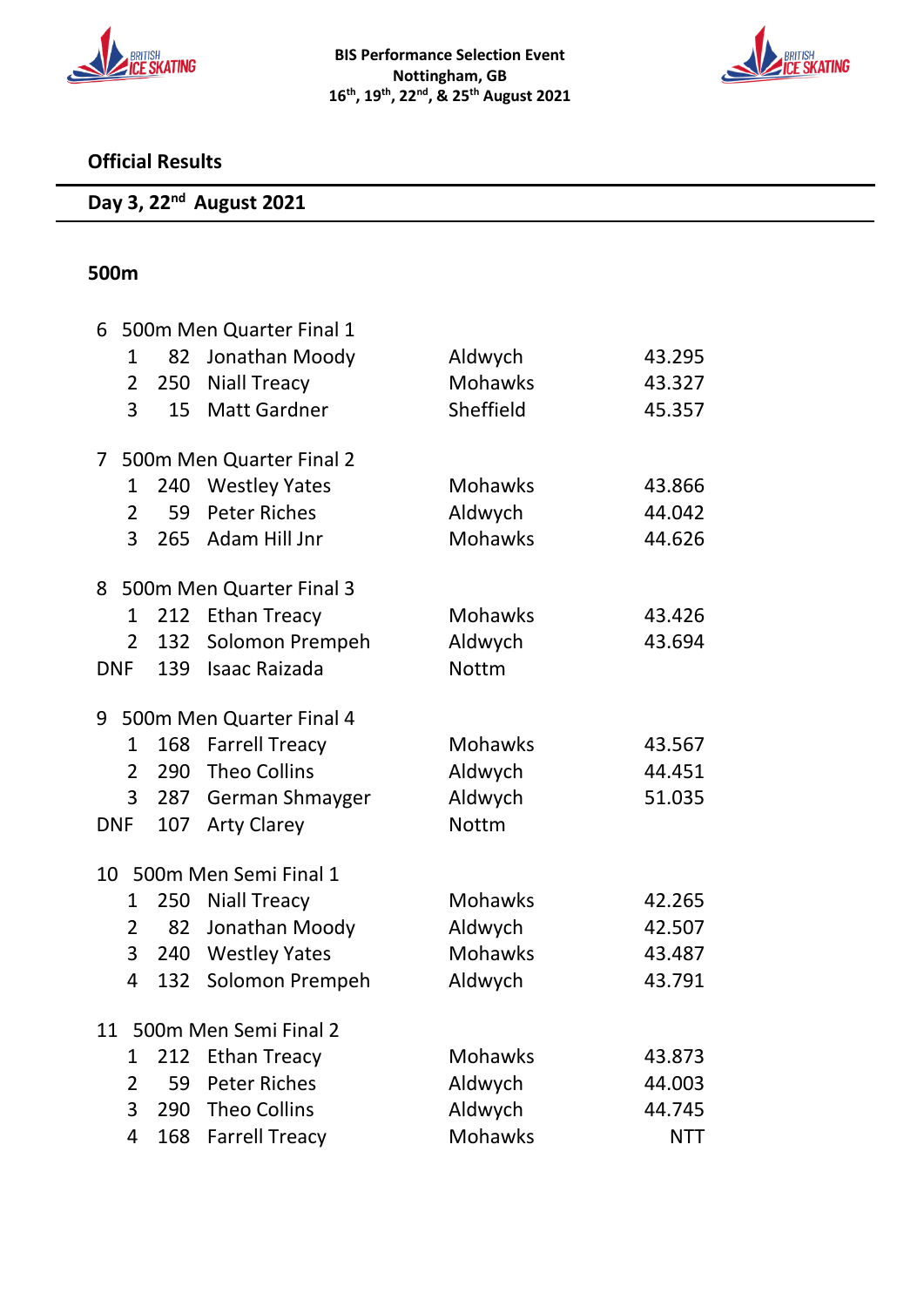**BIS Performance Selection Event**
**Nottingham, GB**
**16th, 19th, 22nd, & 25th August 2021**

## Official Results

## Day 3, 22nd August 2021

### 500m

| | | | | |
|---|---|---|---|---|
| 6 | 500m Men Quarter Final 1 | | | |
| 1 | 82 | Jonathan Moody | Aldwych | 43.295 |
| 2 | 250 | Niall Treacy | Mohawks | 43.327 |
| 3 | 15 | Matt Gardner | Sheffield | 45.357 |
| 7 | 500m Men Quarter Final 2 | | | |
| 1 | 240 | Westley Yates | Mohawks | 43.866 |
| 2 | 59 | Peter Riches | Aldwych | 44.042 |
| 3 | 265 | Adam Hill Jnr | Mohawks | 44.626 |
| 8 | 500m Men Quarter Final 3 | | | |
| 1 | 212 | Ethan Treacy | Mohawks | 43.426 |
| 2 | 132 | Solomon Prempeh | Aldwych | 43.694 |
| DNF | 139 | Isaac Raizada | Nottm | |
| 9 | 500m Men Quarter Final 4 | | | |
| 1 | 168 | Farrell Treacy | Mohawks | 43.567 |
| 2 | 290 | Theo Collins | Aldwych | 44.451 |
| 3 | 287 | German Shmayger | Aldwych | 51.035 |
| DNF | 107 | Arty Clarey | Nottm | |
| 10 | 500m Men Semi Final 1 | | | |
| 1 | 250 | Niall Treacy | Mohawks | 42.265 |
| 2 | 82 | Jonathan Moody | Aldwych | 42.507 |
| 3 | 240 | Westley Yates | Mohawks | 43.487 |
| 4 | 132 | Solomon Prempeh | Aldwych | 43.791 |
| 11 | 500m Men Semi Final 2 | | | |
| 1 | 212 | Ethan Treacy | Mohawks | 43.873 |
| 2 | 59 | Peter Riches | Aldwych | 44.003 |
| 3 | 290 | Theo Collins | Aldwych | 44.745 |
| 4 | 168 | Farrell Treacy | Mohawks | NTT |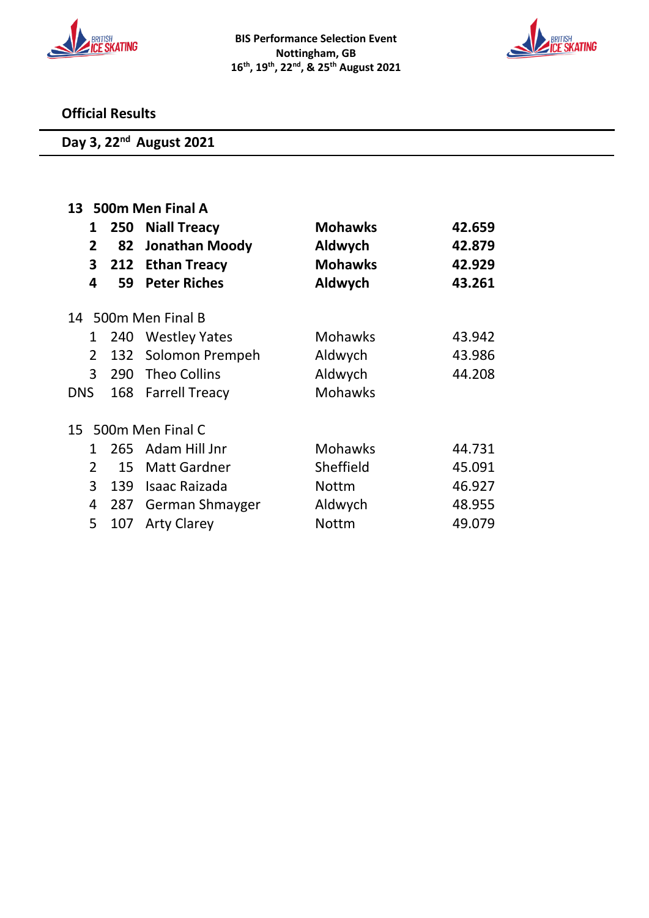**BIS Performance Selection Event**
**Nottingham, GB**
**16th, 19th, 22nd, & 25th August 2021**

## Official Results

### Day 3, 22nd August 2021

**13 500m Men Final A**

| | | | | |
|---|---|---|---|---|
| **1** | **250** | **Niall Treacy** | **Mohawks** | **42.659** |
| **2** | **82** | **Jonathan Moody** | **Aldwych** | **42.879** |
| **3** | **212** | **Ethan Treacy** | **Mohawks** | **42.929** |
| **4** | **59** | **Peter Riches** | **Aldwych** | **43.261** |

14 500m Men Final B

| | | | | |
|---|---|---|---|---|
| 1 | 240 | Westley Yates | Mohawks | 43.942 |
| 2 | 132 | Solomon Prempeh | Aldwych | 43.986 |
| 3 | 290 | Theo Collins | Aldwych | 44.208 |
| DNS | 168 | Farrell Treacy | Mohawks | |

15 500m Men Final C

| | | | | |
|---|---|---|---|---|
| 1 | 265 | Adam Hill Jnr | Mohawks | 44.731 |
| 2 | 15 | Matt Gardner | Sheffield | 45.091 |
| 3 | 139 | Isaac Raizada | Nottm | 46.927 |
| 4 | 287 | German Shmaygger | Aldwych | 48.955 |
| 5 | 107 | Arty Clarey | Nottm | 49.079 |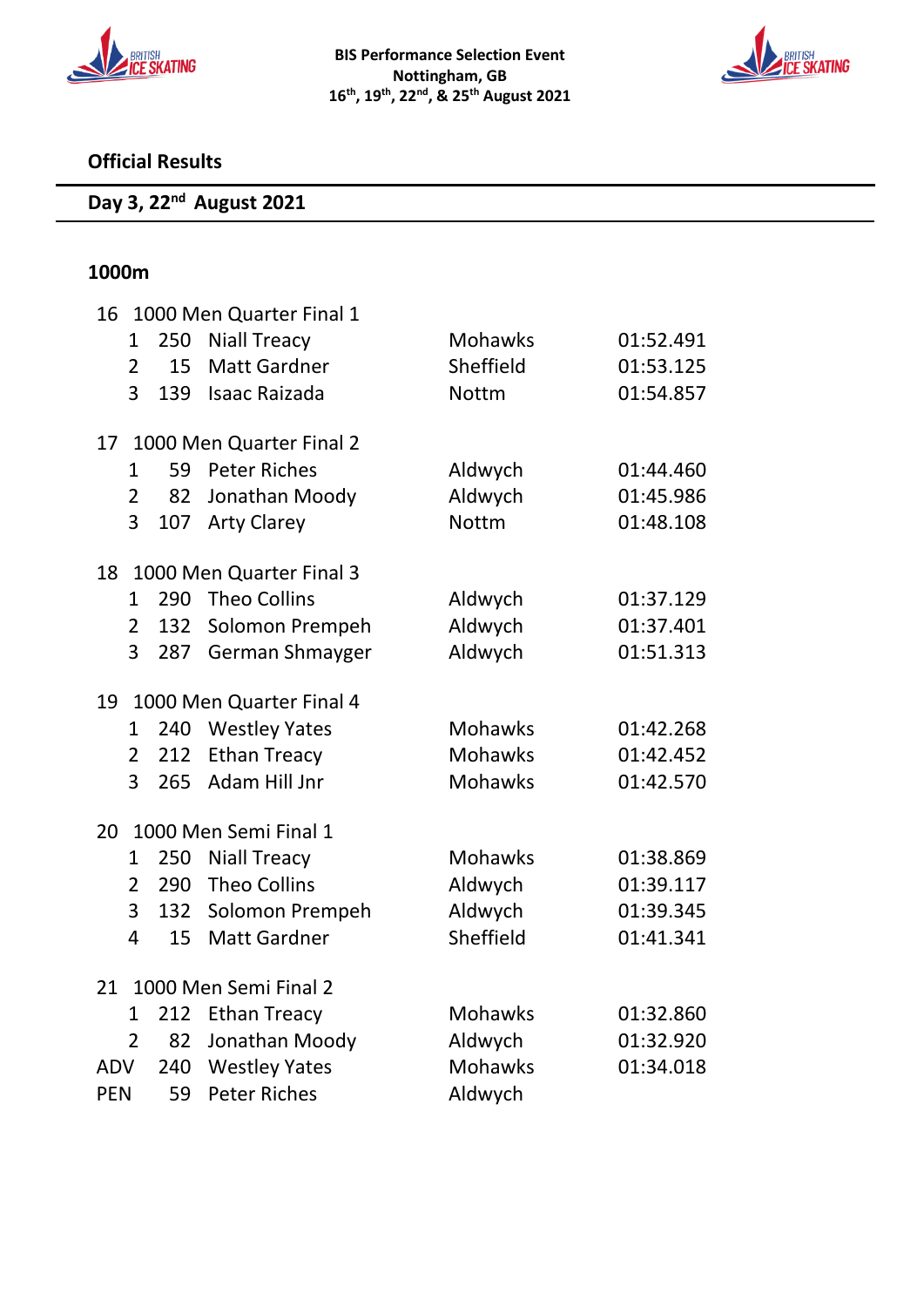**BIS Performance Selection Event**
**Nottingham, GB**
**16th, 19th, 22nd, & 25th August 2021**

## Official Results

### Day 3, 22nd August 2021

### 1000m

| | | | | |
|---|---|---|---|---|
| 16 | 1000 Men Quarter Final 1 | | | |
| 1 | 250 | Niall Treacy | Mohawks | 01:52.491 |
| 2 | 15 | Matt Gardner | Sheffield | 01:53.125 |
| 3 | 139 | Isaac Raizada | Nottm | 01:54.857 |
| 17 | 1000 Men Quarter Final 2 | | | |
| 1 | 59 | Peter Riches | Aldwych | 01:44.460 |
| 2 | 82 | Jonathan Moody | Aldwych | 01:45.986 |
| 3 | 107 | Arty Clarey | Nottm | 01:48.108 |
| 18 | 1000 Men Quarter Final 3 | | | |
| 1 | 290 | Theo Collins | Aldwych | 01:37.129 |
| 2 | 132 | Solomon Prempeh | Aldwych | 01:37.401 |
| 3 | 287 | German Shmayger | Aldwych | 01:51.313 |
| 19 | 1000 Men Quarter Final 4 | | | |
| 1 | 240 | Westley Yates | Mohawks | 01:42.268 |
| 2 | 212 | Ethan Treacy | Mohawks | 01:42.452 |
| 3 | 265 | Adam Hill Jnr | Mohawks | 01:42.570 |
| 20 | 1000 Men Semi Final 1 | | | |
| 1 | 250 | Niall Treacy | Mohawks | 01:38.869 |
| 2 | 290 | Theo Collins | Aldwych | 01:39.117 |
| 3 | 132 | Solomon Prempeh | Aldwych | 01:39.345 |
| 4 | 15 | Matt Gardner | Sheffield | 01:41.341 |
| 21 | 1000 Men Semi Final 2 | | | |
| 1 | 212 | Ethan Treacy | Mohawks | 01:32.860 |
| 2 | 82 | Jonathan Moody | Aldwych | 01:32.920 |
| ADV | 240 | Westley Yates | Mohawks | 01:34.018 |
| PEN | 59 | Peter Riches | Aldwych | |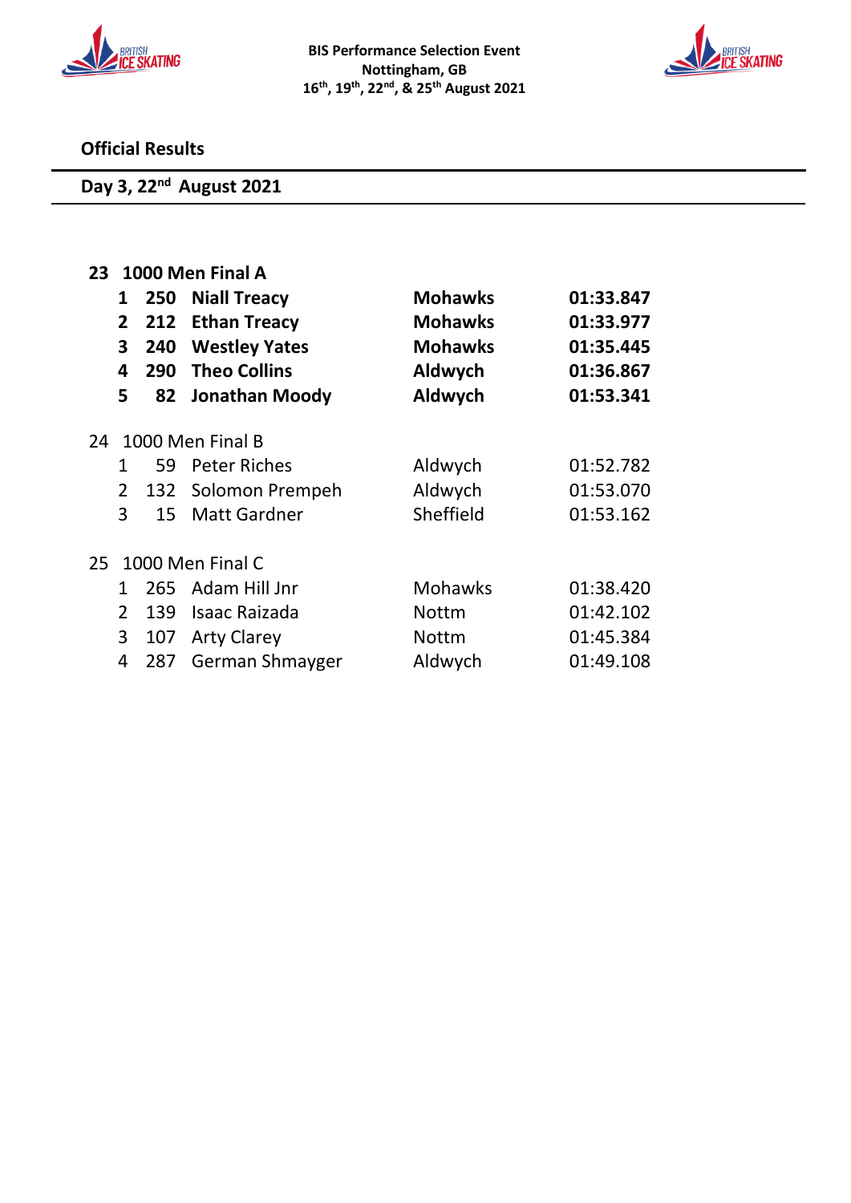**Official Results**

**Day 3, 22nd August 2021**

**23 1000 Men Final A**

| | | | | |
|---|---|---|---|---|
| **1** | **250** | **Niall Treacy** | **Mohawks** | **01:33.847** |
| **2** | **212** | **Ethan Treacy** | **Mohawks** | **01:33.977** |
| **3** | **240** | **Westley Yates** | **Mohawks** | **01:35.445** |
| **4** | **290** | **Theo Collins** | **Aldwych** | **01:36.867** |
| **5** | **82** | **Jonathan Moody** | **Aldwych** | **01:53.341** |

24 1000 Men Final B

| | | | | |
|---|---|---|---|---|
| 1 | 59 | Peter Riches | Aldwych | 01:52.782 |
| 2 | 132 | Solomon Prempeh | Aldwych | 01:53.070 |
| 3 | 15 | Matt Gardner | Sheffield | 01:53.162 |

25 1000 Men Final C

| | | | | |
|---|---|---|---|---|
| 1 | 265 | Adam Hill Jnr | Mohawks | 01:38.420 |
| 2 | 139 | Isaac Raizada | Nottm | 01:42.102 |
| 3 | 107 | Arty Clarey | Nottm | 01:45.384 |
| 4 | 287 | German Shmaygar | Aldwych | 01:49.108 |